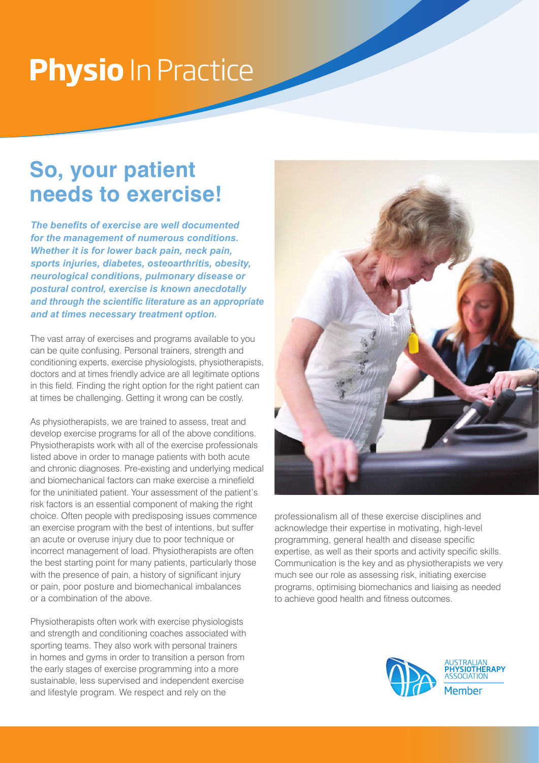# **Physio** In Practice

## So, your patient needs to exercise!

***The benefits of exercise are well documented for the management of numerous conditions. Whether it is for lower back pain, neck pain, sports injuries, diabetes, osteoarthritis, obesity, neurological conditions, pulmonary disease or postural control, exercise is known anecdotally and through the scientific literature as an appropriate and at times necessary treatment option.***

The vast array of exercises and programs available to you can be quite confusing. Personal trainers, strength and conditioning experts, exercise physiologists, physiotherapists, doctors and at times friendly advice are all legitimate options in this field. Finding the right option for the right patient can at times be challenging. Getting it wrong can be costly.

As physiotherapists, we are trained to assess, treat and develop exercise programs for all of the above conditions. Physiotherapists work with all of the exercise professionals listed above in order to manage patients with both acute and chronic diagnoses. Pre-existing and underlying medical and biomechanical factors can make exercise a minefield for the uninitiated patient. Your assessment of the patient's risk factors is an essential component of making the right choice. Often people with predisposing issues commence an exercise program with the best of intentions, but suffer an acute or overuse injury due to poor technique or incorrect management of load. Physiotherapists are often the best starting point for many patients, particularly those with the presence of pain, a history of significant injury or pain, poor posture and biomechanical imbalances or a combination of the above.

Physiotherapists often work with exercise physiologists and strength and conditioning coaches associated with sporting teams. They also work with personal trainers in homes and gyms in order to transition a person from the early stages of exercise programming into a more sustainable, less supervised and independent exercise and lifestyle program. We respect and rely on the professionalism all of these exercise disciplines and acknowledge their expertise in motivating, high-level programming, general health and disease specific expertise, as well as their sports and activity specific skills. Communication is the key and as physiotherapists we very much see our role as assessing risk, initiating exercise programs, optimising biomechanics and liaising as needed to achieve good health and fitness outcomes.

AUSTRALIAN PHYSIOTHERAPY ASSOCIATION Member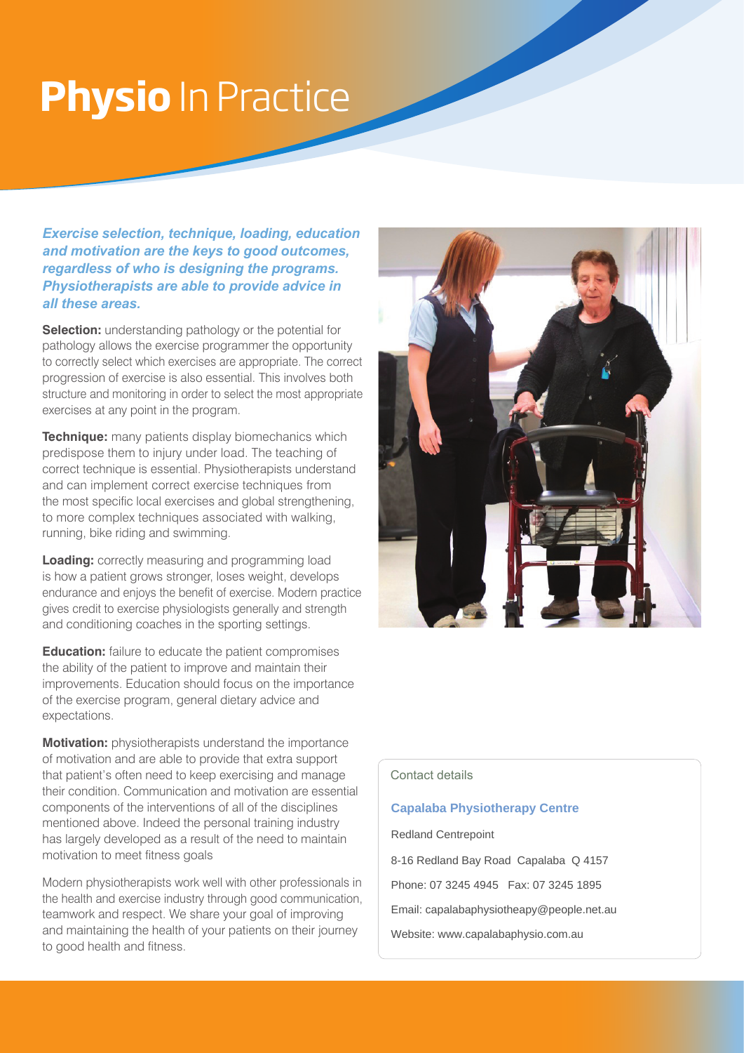# **Physio** In Practice

***Exercise selection, technique, loading, education and motivation are the keys to good outcomes, regardless of who is designing the programs. Physiotherapists are able to provide advice in all these areas.***

**Selection:** understanding pathology or the potential for pathology allows the exercise programmer the opportunity to correctly select which exercises are appropriate. The correct progression of exercise is also essential. This involves both structure and monitoring in order to select the most appropriate exercises at any point in the program.

**Technique:** many patients display biomechanics which predispose them to injury under load. The teaching of correct technique is essential. Physiotherapists understand and can implement correct exercise techniques from the most specific local exercises and global strengthening, to more complex techniques associated with walking, running, bike riding and swimming.

**Loading:** correctly measuring and programming load is how a patient grows stronger, loses weight, develops endurance and enjoys the benefit of exercise. Modern practice gives credit to exercise physiologists generally and strength and conditioning coaches in the sporting settings.

**Education:** failure to educate the patient compromises the ability of the patient to improve and maintain their improvements. Education should focus on the importance of the exercise program, general dietary advice and expectations.

**Motivation:** physiotherapists understand the importance of motivation and are able to provide that extra support that patient's often need to keep exercising and manage their condition. Communication and motivation are essential components of the interventions of all of the disciplines mentioned above. Indeed the personal training industry has largely developed as a result of the need to maintain motivation to meet fitness goals

Modern physiotherapists work well with other professionals in the health and exercise industry through good communication, teamwork and respect. We share your goal of improving and maintaining the health of your patients on their journey to good health and fitness.

Contact details

**Capalaba Physiotherapy Centre**

Redland Centrepoint

8-16 Redland Bay Road Capalaba Q 4157

Phone: 07 3245 4945 Fax: 07 3245 1895

Email: capalabaphysiotheapy@people.net.au

Website: www.capalabaphysio.com.au